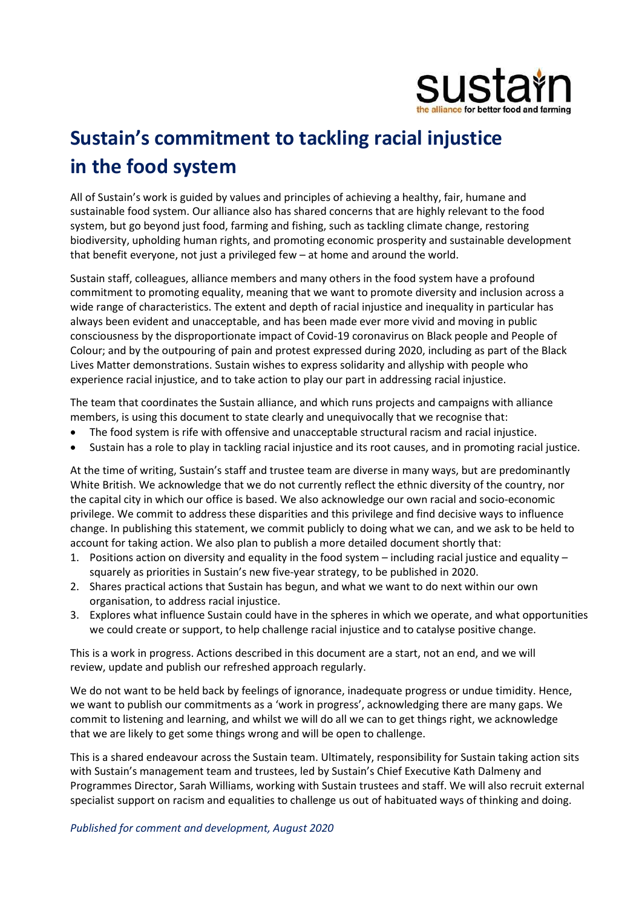sustain
the alliance for better food and farming

# Sustain's commitment to tackling racial injustice in the food system

All of Sustain's work is guided by values and principles of achieving a healthy, fair, humane and sustainable food system. Our alliance also has shared concerns that are highly relevant to the food system, but go beyond just food, farming and fishing, such as tackling climate change, restoring biodiversity, upholding human rights, and promoting economic prosperity and sustainable development that benefit everyone, not just a privileged few – at home and around the world.

Sustain staff, colleagues, alliance members and many others in the food system have a profound commitment to promoting equality, meaning that we want to promote diversity and inclusion across a wide range of characteristics. The extent and depth of racial injustice and inequality in particular has always been evident and unacceptable, and has been made ever more vivid and moving in public consciousness by the disproportionate impact of Covid-19 coronavirus on Black people and People of Colour; and by the outpouring of pain and protest expressed during 2020, including as part of the Black Lives Matter demonstrations. Sustain wishes to express solidarity and allyship with people who experience racial injustice, and to take action to play our part in addressing racial injustice.

The team that coordinates the Sustain alliance, and which runs projects and campaigns with alliance members, is using this document to state clearly and unequivocally that we recognise that:

- The food system is rife with offensive and unacceptable structural racism and racial injustice.
- Sustain has a role to play in tackling racial injustice and its root causes, and in promoting racial justice.

At the time of writing, Sustain's staff and trustee team are diverse in many ways, but are predominantly White British. We acknowledge that we do not currently reflect the ethnic diversity of the country, nor the capital city in which our office is based. We also acknowledge our own racial and socio-economic privilege. We commit to address these disparities and this privilege and find decisive ways to influence change. In publishing this statement, we commit publicly to doing what we can, and we ask to be held to account for taking action. We also plan to publish a more detailed document shortly that:

1. Positions action on diversity and equality in the food system – including racial justice and equality – squarely as priorities in Sustain's new five-year strategy, to be published in 2020.
2. Shares practical actions that Sustain has begun, and what we want to do next within our own organisation, to address racial injustice.
3. Explores what influence Sustain could have in the spheres in which we operate, and what opportunities we could create or support, to help challenge racial injustice and to catalyse positive change.

This is a work in progress. Actions described in this document are a start, not an end, and we will review, update and publish our refreshed approach regularly.

We do not want to be held back by feelings of ignorance, inadequate progress or undue timidity. Hence, we want to publish our commitments as a 'work in progress', acknowledging there are many gaps. We commit to listening and learning, and whilst we will do all we can to get things right, we acknowledge that we are likely to get some things wrong and will be open to challenge.

This is a shared endeavour across the Sustain team. Ultimately, responsibility for Sustain taking action sits with Sustain's management team and trustees, led by Sustain's Chief Executive Kath Dalmeny and Programmes Director, Sarah Williams, working with Sustain trustees and staff. We will also recruit external specialist support on racism and equalities to challenge us out of habituated ways of thinking and doing.

*Published for comment and development, August 2020*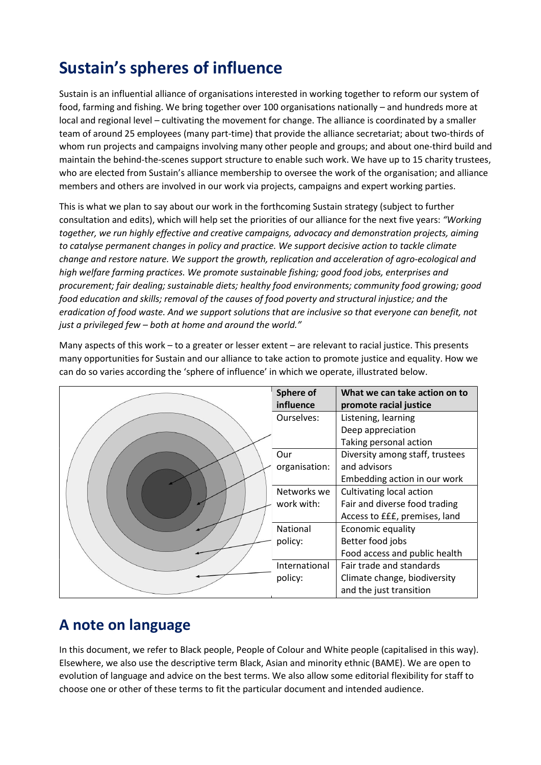# Sustain's spheres of influence

Sustain is an influential alliance of organisations interested in working together to reform our system of food, farming and fishing. We bring together over 100 organisations nationally – and hundreds more at local and regional level – cultivating the movement for change. The alliance is coordinated by a smaller team of around 25 employees (many part-time) that provide the alliance secretariat; about two-thirds of whom run projects and campaigns involving many other people and groups; and about one-third build and maintain the behind-the-scenes support structure to enable such work. We have up to 15 charity trustees, who are elected from Sustain's alliance membership to oversee the work of the organisation; and alliance members and others are involved in our work via projects, campaigns and expert working parties.

This is what we plan to say about our work in the forthcoming Sustain strategy (subject to further consultation and edits), which will help set the priorities of our alliance for the next five years: *"Working together, we run highly effective and creative campaigns, advocacy and demonstration projects, aiming to catalyse permanent changes in policy and practice. We support decisive action to tackle climate change and restore nature. We support the growth, replication and acceleration of agro-ecological and high welfare farming practices. We promote sustainable fishing; good food jobs, enterprises and procurement; fair dealing; sustainable diets; healthy food environments; community food growing; good food education and skills; removal of the causes of food poverty and structural injustice; and the eradication of food waste. And we support solutions that are inclusive so that everyone can benefit, not just a privileged few – both at home and around the world."*

Many aspects of this work – to a greater or lesser extent – are relevant to racial justice. This presents many opportunities for Sustain and our alliance to take action to promote justice and equality. How we can do so varies according the 'sphere of influence' in which we operate, illustrated below.

| Sphere of influence | What we can take action on to promote racial justice |
| --- | --- |
| Ourselves: | Listening, learning<br>Deep appreciation<br>Taking personal action |
| Our organisation: | Diversity among staff, trustees and advisors<br>Embedding action in our work |
| Networks we work with: | Cultivating local action<br>Fair and diverse food trading<br>Access to £££, premises, land |
| National policy: | Economic equality<br>Better food jobs<br>Food access and public health |
| International policy: | Fair trade and standards<br>Climate change, biodiversity and the just transition |

## A note on language

In this document, we refer to Black people, People of Colour and White people (capitalised in this way). Elsewhere, we also use the descriptive term Black, Asian and minority ethnic (BAME). We are open to evolution of language and advice on the best terms. We also allow some editorial flexibility for staff to choose one or other of these terms to fit the particular document and intended audience.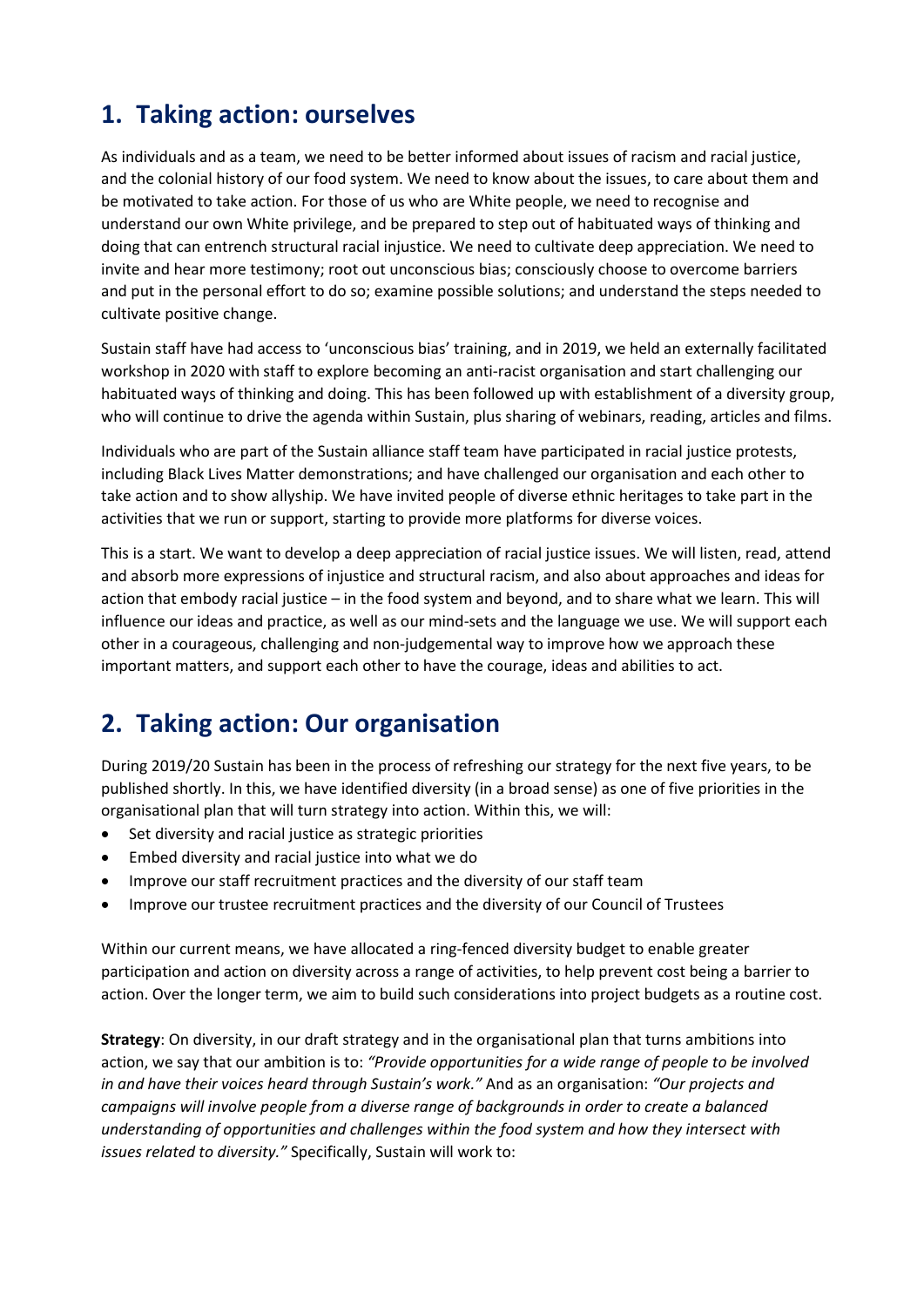## 1. Taking action: ourselves

As individuals and as a team, we need to be better informed about issues of racism and racial justice, and the colonial history of our food system. We need to know about the issues, to care about them and be motivated to take action. For those of us who are White people, we need to recognise and understand our own White privilege, and be prepared to step out of habituated ways of thinking and doing that can entrench structural racial injustice. We need to cultivate deep appreciation. We need to invite and hear more testimony; root out unconscious bias; consciously choose to overcome barriers and put in the personal effort to do so; examine possible solutions; and understand the steps needed to cultivate positive change.

Sustain staff have had access to 'unconscious bias' training, and in 2019, we held an externally facilitated workshop in 2020 with staff to explore becoming an anti-racist organisation and start challenging our habituated ways of thinking and doing. This has been followed up with establishment of a diversity group, who will continue to drive the agenda within Sustain, plus sharing of webinars, reading, articles and films.

Individuals who are part of the Sustain alliance staff team have participated in racial justice protests, including Black Lives Matter demonstrations; and have challenged our organisation and each other to take action and to show allyship. We have invited people of diverse ethnic heritages to take part in the activities that we run or support, starting to provide more platforms for diverse voices.

This is a start. We want to develop a deep appreciation of racial justice issues. We will listen, read, attend and absorb more expressions of injustice and structural racism, and also about approaches and ideas for action that embody racial justice – in the food system and beyond, and to share what we learn. This will influence our ideas and practice, as well as our mind-sets and the language we use. We will support each other in a courageous, challenging and non-judgemental way to improve how we approach these important matters, and support each other to have the courage, ideas and abilities to act.

## 2. Taking action: Our organisation

During 2019/20 Sustain has been in the process of refreshing our strategy for the next five years, to be published shortly. In this, we have identified diversity (in a broad sense) as one of five priorities in the organisational plan that will turn strategy into action. Within this, we will:

- Set diversity and racial justice as strategic priorities
- Embed diversity and racial justice into what we do
- Improve our staff recruitment practices and the diversity of our staff team
- Improve our trustee recruitment practices and the diversity of our Council of Trustees

Within our current means, we have allocated a ring-fenced diversity budget to enable greater participation and action on diversity across a range of activities, to help prevent cost being a barrier to action. Over the longer term, we aim to build such considerations into project budgets as a routine cost.

**Strategy**: On diversity, in our draft strategy and in the organisational plan that turns ambitions into action, we say that our ambition is to: *"Provide opportunities for a wide range of people to be involved in and have their voices heard through Sustain's work."* And as an organisation: *"Our projects and campaigns will involve people from a diverse range of backgrounds in order to create a balanced understanding of opportunities and challenges within the food system and how they intersect with issues related to diversity."* Specifically, Sustain will work to: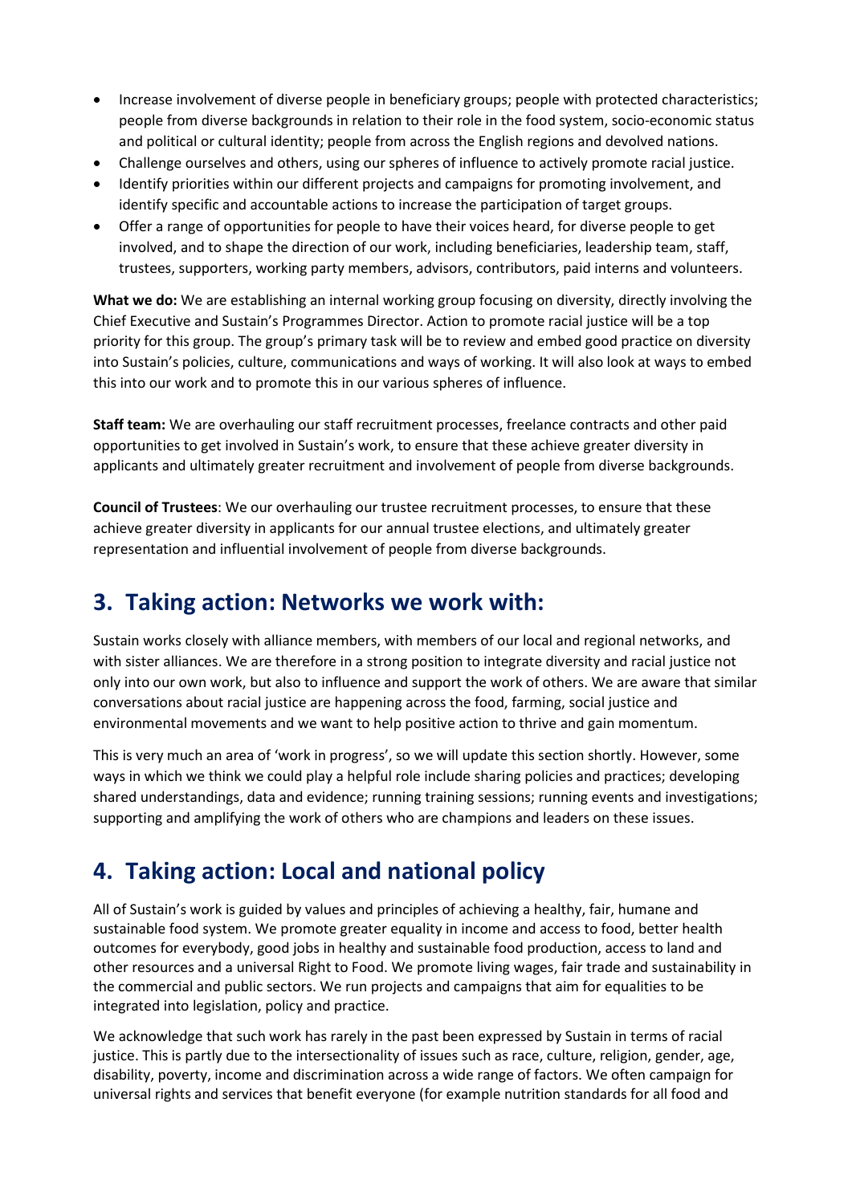- Increase involvement of diverse people in beneficiary groups; people with protected characteristics; people from diverse backgrounds in relation to their role in the food system, socio-economic status and political or cultural identity; people from across the English regions and devolved nations.
- Challenge ourselves and others, using our spheres of influence to actively promote racial justice.
- Identify priorities within our different projects and campaigns for promoting involvement, and identify specific and accountable actions to increase the participation of target groups.
- Offer a range of opportunities for people to have their voices heard, for diverse people to get involved, and to shape the direction of our work, including beneficiaries, leadership team, staff, trustees, supporters, working party members, advisors, contributors, paid interns and volunteers.

**What we do:** We are establishing an internal working group focusing on diversity, directly involving the Chief Executive and Sustain's Programmes Director. Action to promote racial justice will be a top priority for this group. The group's primary task will be to review and embed good practice on diversity into Sustain's policies, culture, communications and ways of working. It will also look at ways to embed this into our work and to promote this in our various spheres of influence.

**Staff team:** We are overhauling our staff recruitment processes, freelance contracts and other paid opportunities to get involved in Sustain's work, to ensure that these achieve greater diversity in applicants and ultimately greater recruitment and involvement of people from diverse backgrounds.

**Council of Trustees**: We our overhauling our trustee recruitment processes, to ensure that these achieve greater diversity in applicants for our annual trustee elections, and ultimately greater representation and influential involvement of people from diverse backgrounds.

## 3. Taking action: Networks we work with:

Sustain works closely with alliance members, with members of our local and regional networks, and with sister alliances. We are therefore in a strong position to integrate diversity and racial justice not only into our own work, but also to influence and support the work of others. We are aware that similar conversations about racial justice are happening across the food, farming, social justice and environmental movements and we want to help positive action to thrive and gain momentum.

This is very much an area of 'work in progress', so we will update this section shortly. However, some ways in which we think we could play a helpful role include sharing policies and practices; developing shared understandings, data and evidence; running training sessions; running events and investigations; supporting and amplifying the work of others who are champions and leaders on these issues.

## 4. Taking action: Local and national policy

All of Sustain's work is guided by values and principles of achieving a healthy, fair, humane and sustainable food system. We promote greater equality in income and access to food, better health outcomes for everybody, good jobs in healthy and sustainable food production, access to land and other resources and a universal Right to Food. We promote living wages, fair trade and sustainability in the commercial and public sectors. We run projects and campaigns that aim for equalities to be integrated into legislation, policy and practice.

We acknowledge that such work has rarely in the past been expressed by Sustain in terms of racial justice. This is partly due to the intersectionality of issues such as race, culture, religion, gender, age, disability, poverty, income and discrimination across a wide range of factors. We often campaign for universal rights and services that benefit everyone (for example nutrition standards for all food and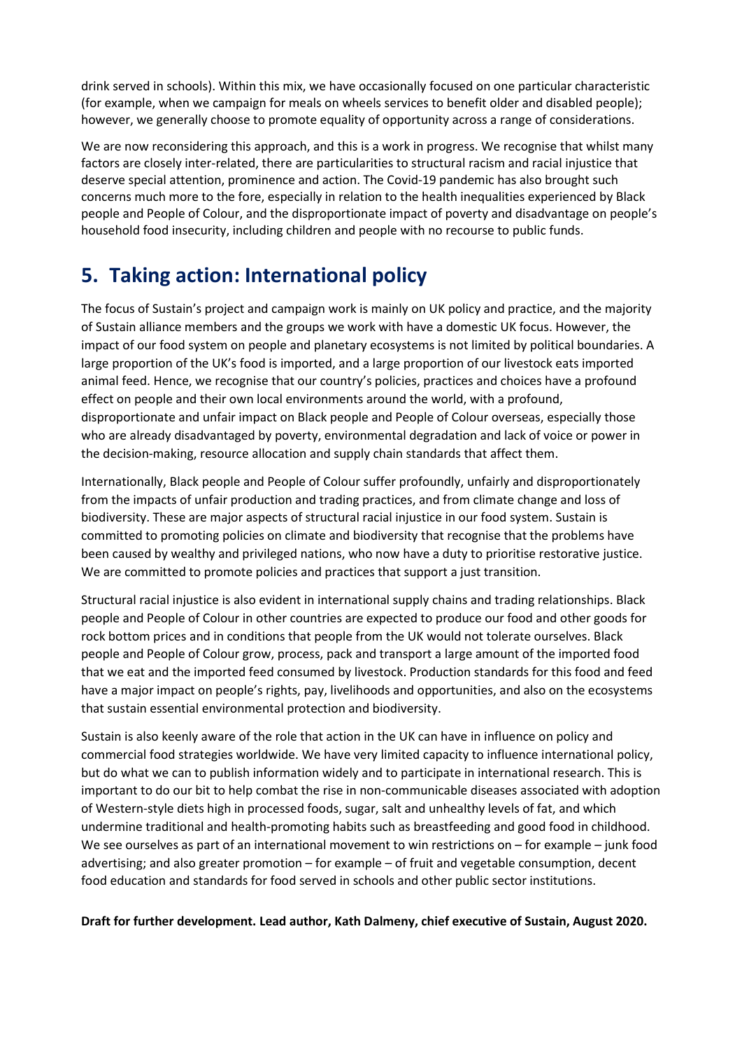drink served in schools). Within this mix, we have occasionally focused on one particular characteristic (for example, when we campaign for meals on wheels services to benefit older and disabled people); however, we generally choose to promote equality of opportunity across a range of considerations.

We are now reconsidering this approach, and this is a work in progress. We recognise that whilst many factors are closely inter-related, there are particularities to structural racism and racial injustice that deserve special attention, prominence and action. The Covid-19 pandemic has also brought such concerns much more to the fore, especially in relation to the health inequalities experienced by Black people and People of Colour, and the disproportionate impact of poverty and disadvantage on people's household food insecurity, including children and people with no recourse to public funds.

## 5. Taking action: International policy

The focus of Sustain's project and campaign work is mainly on UK policy and practice, and the majority of Sustain alliance members and the groups we work with have a domestic UK focus. However, the impact of our food system on people and planetary ecosystems is not limited by political boundaries. A large proportion of the UK's food is imported, and a large proportion of our livestock eats imported animal feed. Hence, we recognise that our country's policies, practices and choices have a profound effect on people and their own local environments around the world, with a profound, disproportionate and unfair impact on Black people and People of Colour overseas, especially those who are already disadvantaged by poverty, environmental degradation and lack of voice or power in the decision-making, resource allocation and supply chain standards that affect them.

Internationally, Black people and People of Colour suffer profoundly, unfairly and disproportionately from the impacts of unfair production and trading practices, and from climate change and loss of biodiversity. These are major aspects of structural racial injustice in our food system. Sustain is committed to promoting policies on climate and biodiversity that recognise that the problems have been caused by wealthy and privileged nations, who now have a duty to prioritise restorative justice. We are committed to promote policies and practices that support a just transition.

Structural racial injustice is also evident in international supply chains and trading relationships. Black people and People of Colour in other countries are expected to produce our food and other goods for rock bottom prices and in conditions that people from the UK would not tolerate ourselves. Black people and People of Colour grow, process, pack and transport a large amount of the imported food that we eat and the imported feed consumed by livestock. Production standards for this food and feed have a major impact on people's rights, pay, livelihoods and opportunities, and also on the ecosystems that sustain essential environmental protection and biodiversity.

Sustain is also keenly aware of the role that action in the UK can have in influence on policy and commercial food strategies worldwide. We have very limited capacity to influence international policy, but do what we can to publish information widely and to participate in international research. This is important to do our bit to help combat the rise in non-communicable diseases associated with adoption of Western-style diets high in processed foods, sugar, salt and unhealthy levels of fat, and which undermine traditional and health-promoting habits such as breastfeeding and good food in childhood. We see ourselves as part of an international movement to win restrictions on – for example – junk food advertising; and also greater promotion – for example – of fruit and vegetable consumption, decent food education and standards for food served in schools and other public sector institutions.

**Draft for further development. Lead author, Kath Dalmeny, chief executive of Sustain, August 2020.**